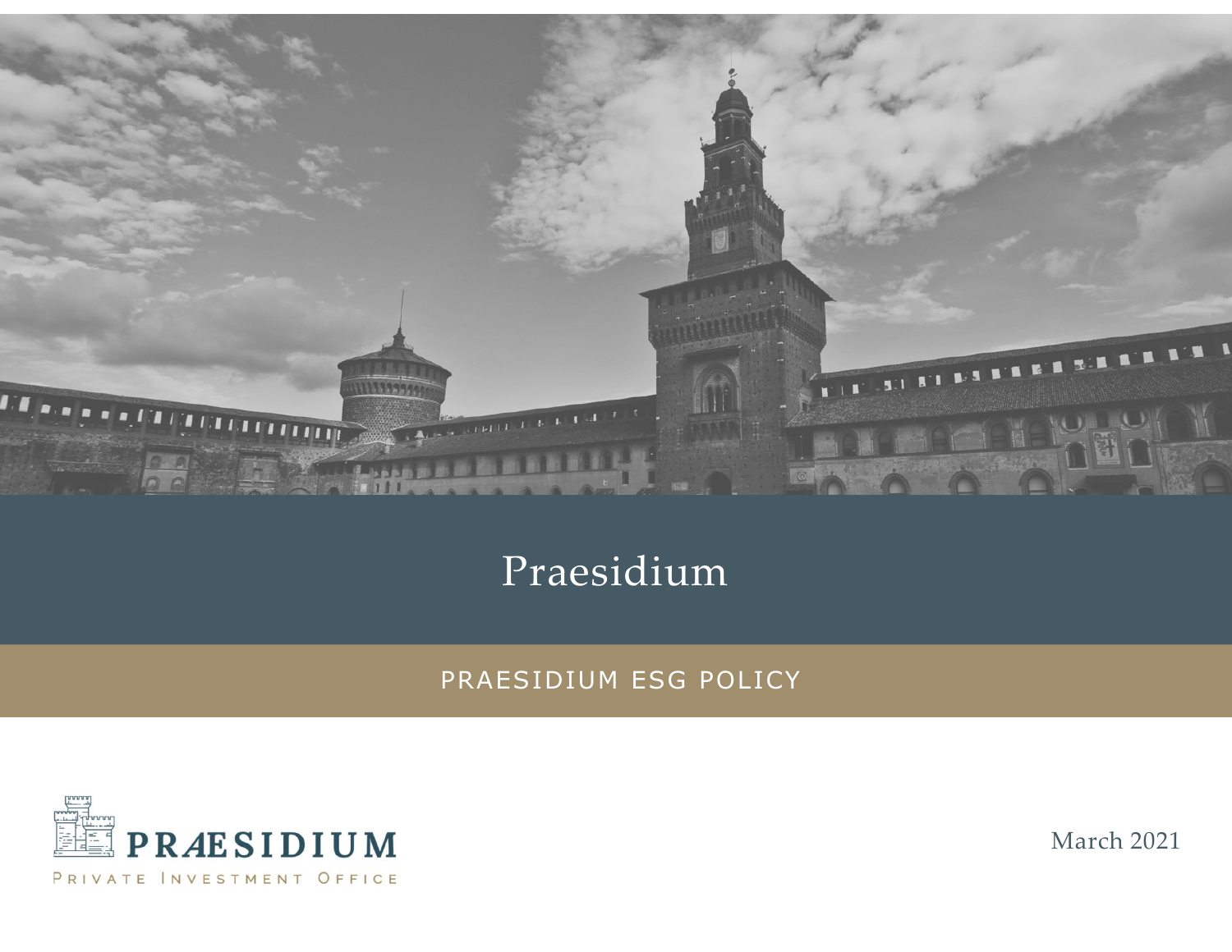# Praesidium

## PRAESIDIUM ESG POLICY

PRÆSIDIUM

PRIVATE INVESTMENT OFFICE

March 2021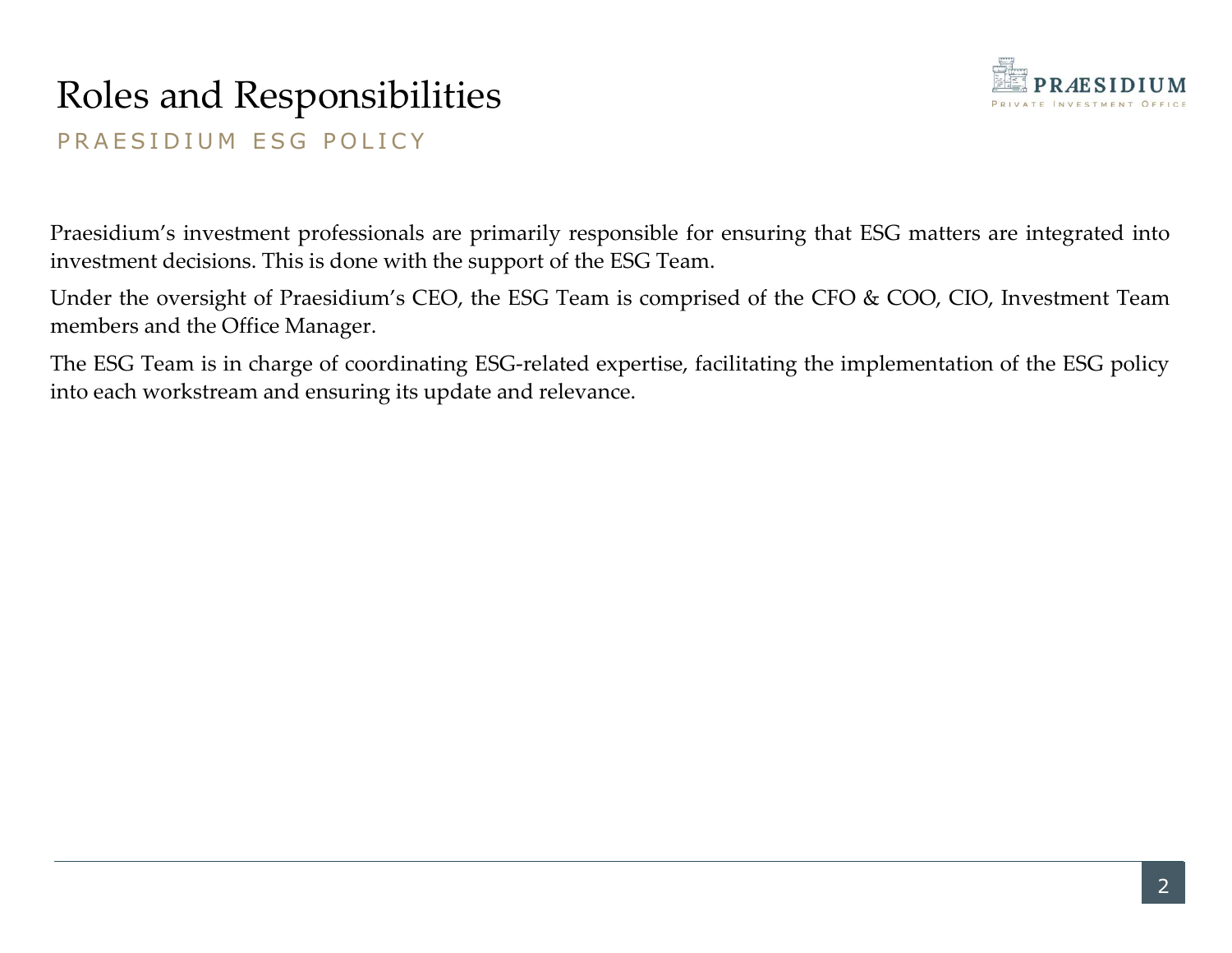# Roles and Responsibilities

PRAESIDIUM ESG POLICY

Praesidium's investment professionals are primarily responsible for ensuring that ESG matters are integrated into investment decisions. This is done with the support of the ESG Team.

Under the oversight of Praesidium's CEO, the ESG Team is comprised of the CFO & COO, CIO, Investment Team members and the Office Manager.

The ESG Team is in charge of coordinating ESG-related expertise, facilitating the implementation of the ESG policy into each workstream and ensuring its update and relevance.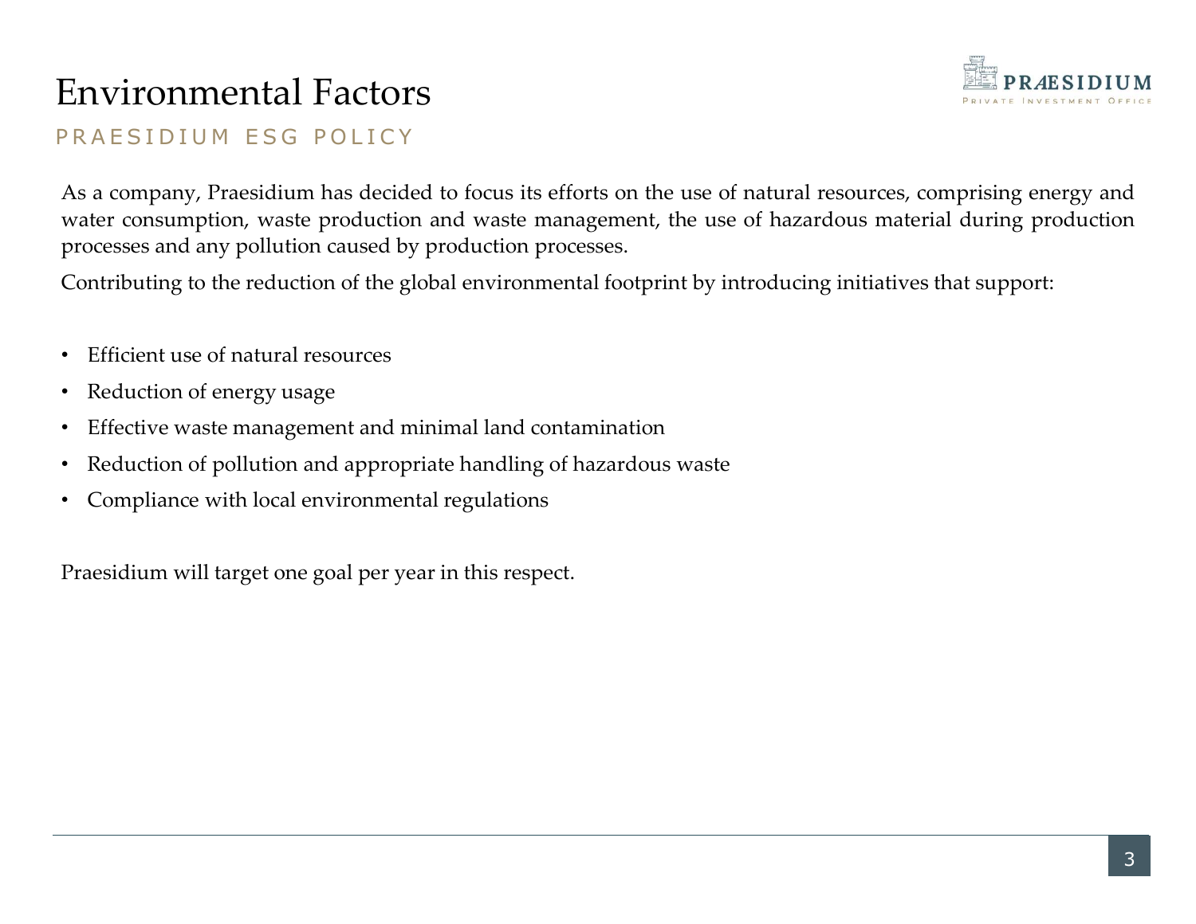# Environmental Factors

## PRAESIDIUM ESG POLICY

As a company, Praesidium has decided to focus its efforts on the use of natural resources, comprising energy and water consumption, waste production and waste management, the use of hazardous material during production processes and any pollution caused by production processes.

Contributing to the reduction of the global environmental footprint by introducing initiatives that support:

- Efficient use of natural resources
- Reduction of energy usage
- Effective waste management and minimal land contamination
- Reduction of pollution and appropriate handling of hazardous waste
- Compliance with local environmental regulations

Praesidium will target one goal per year in this respect.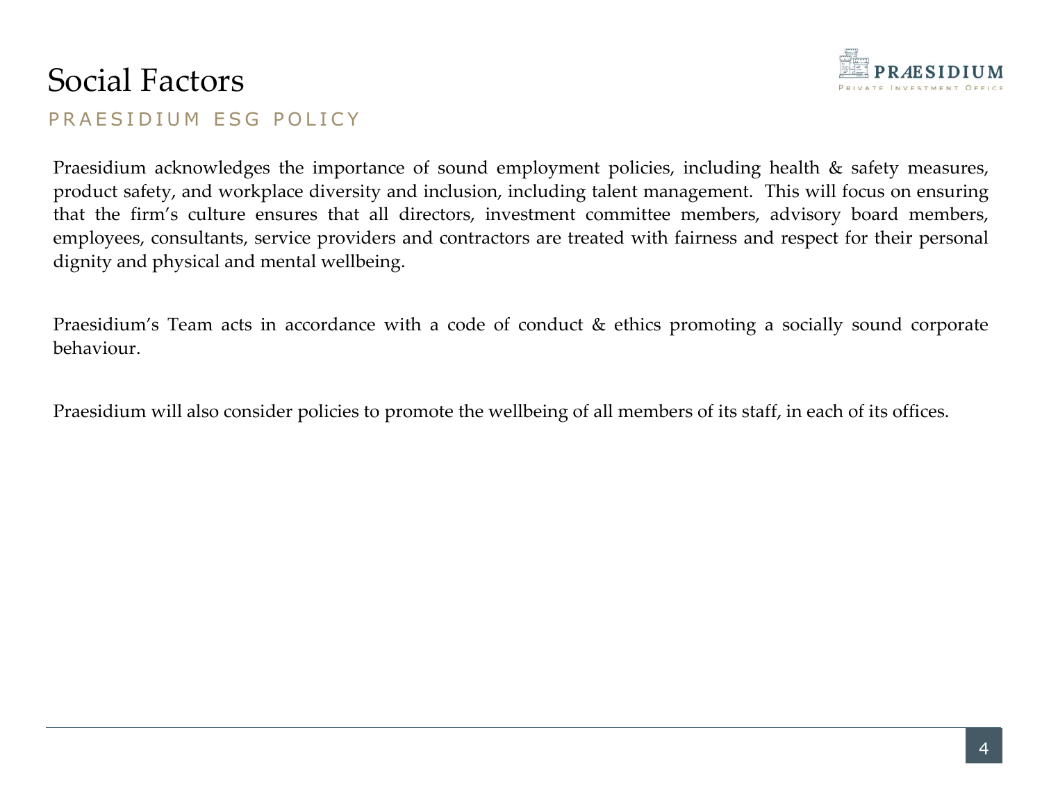# Social Factors

## PRAESIDIUM ESG POLICY

Praesidium acknowledges the importance of sound employment policies, including health & safety measures, product safety, and workplace diversity and inclusion, including talent management. This will focus on ensuring that the firm's culture ensures that all directors, investment committee members, advisory board members, employees, consultants, service providers and contractors are treated with fairness and respect for their personal dignity and physical and mental wellbeing.

Praesidium's Team acts in accordance with a code of conduct & ethics promoting a socially sound corporate behaviour.

Praesidium will also consider policies to promote the wellbeing of all members of its staff, in each of its offices.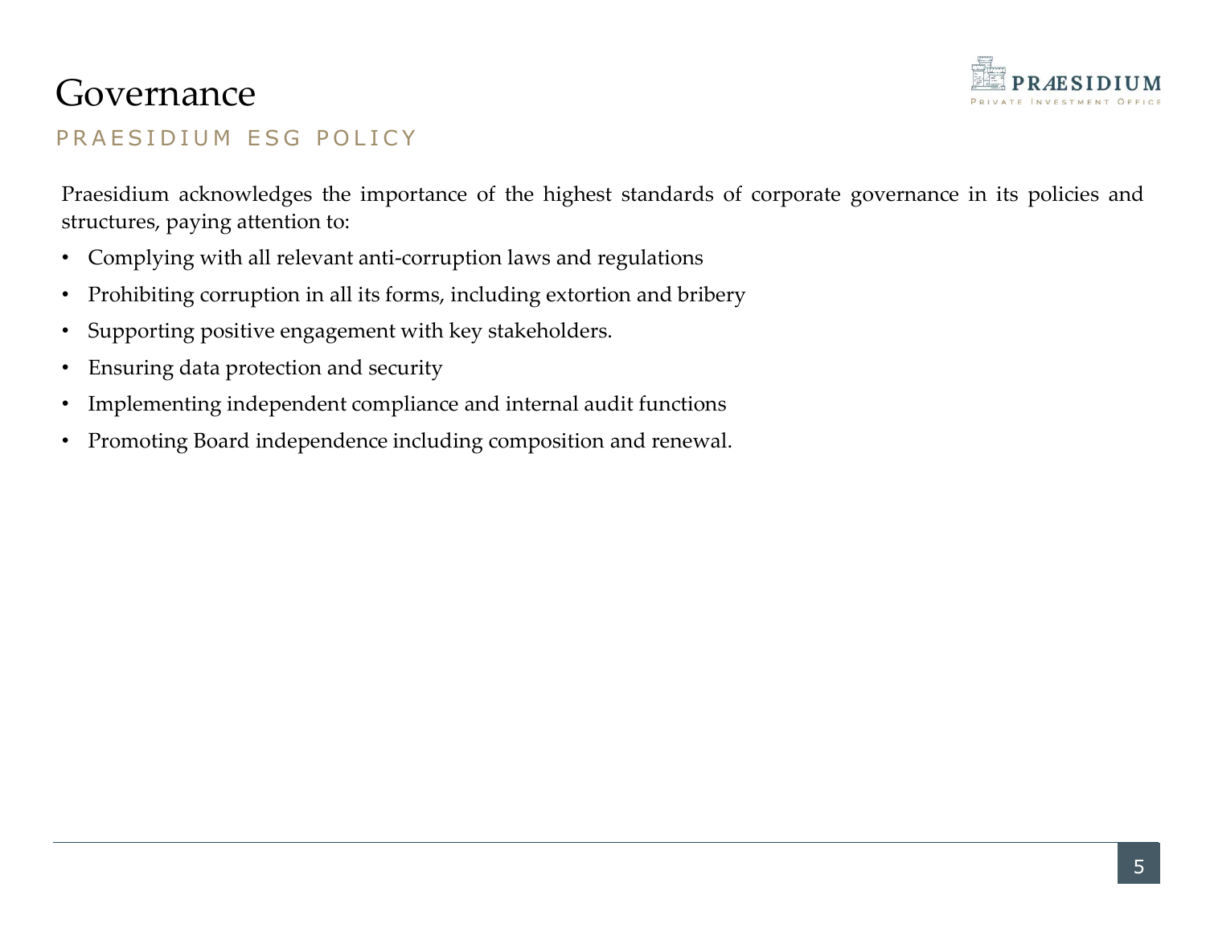# Governance

## PRAESIDIUM ESG POLICY

Praesidium acknowledges the importance of the highest standards of corporate governance in its policies and structures, paying attention to:

- Complying with all relevant anti-corruption laws and regulations
- Prohibiting corruption in all its forms, including extortion and bribery
- Supporting positive engagement with key stakeholders.
- Ensuring data protection and security
- Implementing independent compliance and internal audit functions
- Promoting Board independence including composition and renewal.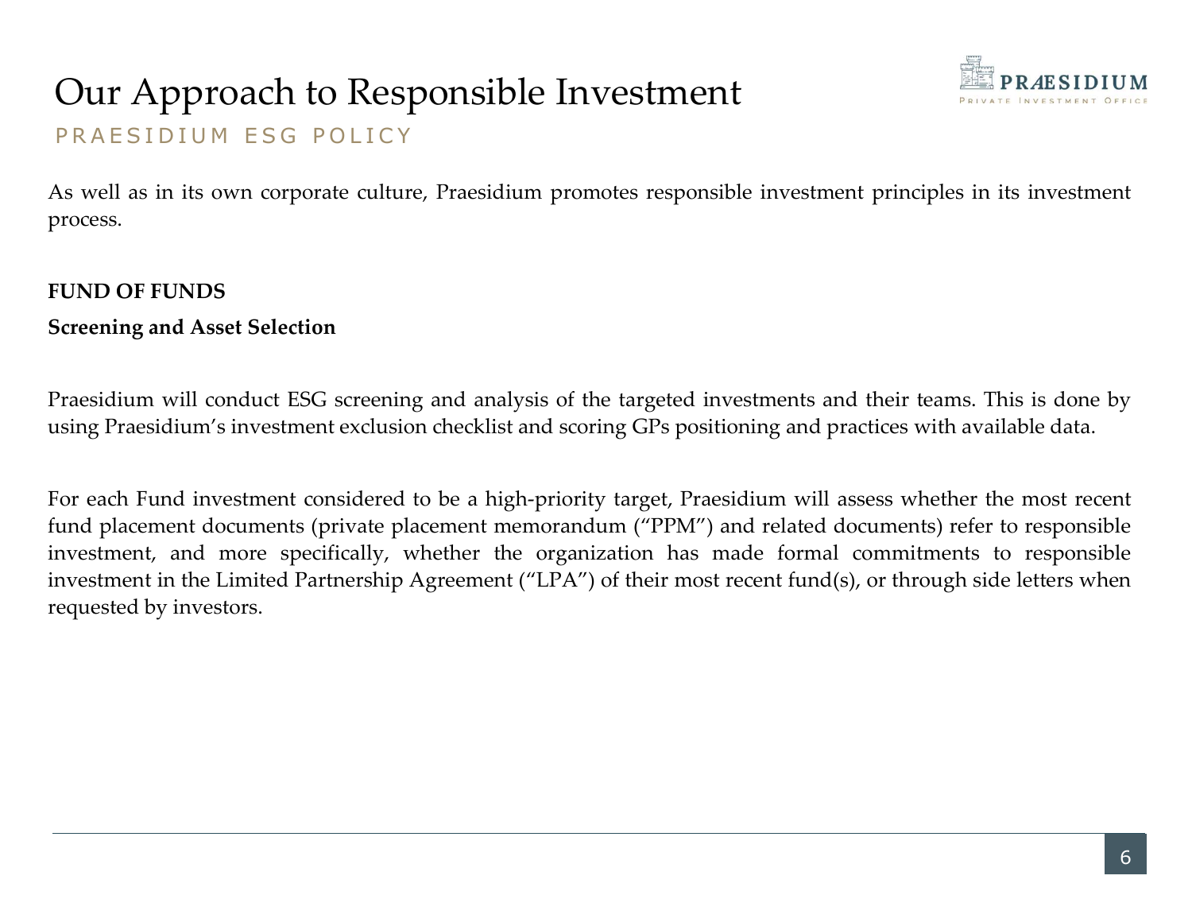# Our Approach to Responsible Investment

PRAESIDIUM ESG POLICY

As well as in its own corporate culture, Praesidium promotes responsible investment principles in its investment process.

**FUND OF FUNDS**

**Screening and Asset Selection**

Praesidium will conduct ESG screening and analysis of the targeted investments and their teams. This is done by using Praesidium's investment exclusion checklist and scoring GPs positioning and practices with available data.

For each Fund investment considered to be a high-priority target, Praesidium will assess whether the most recent fund placement documents (private placement memorandum ("PPM") and related documents) refer to responsible investment, and more specifically, whether the organization has made formal commitments to responsible investment in the Limited Partnership Agreement ("LPA") of their most recent fund(s), or through side letters when requested by investors.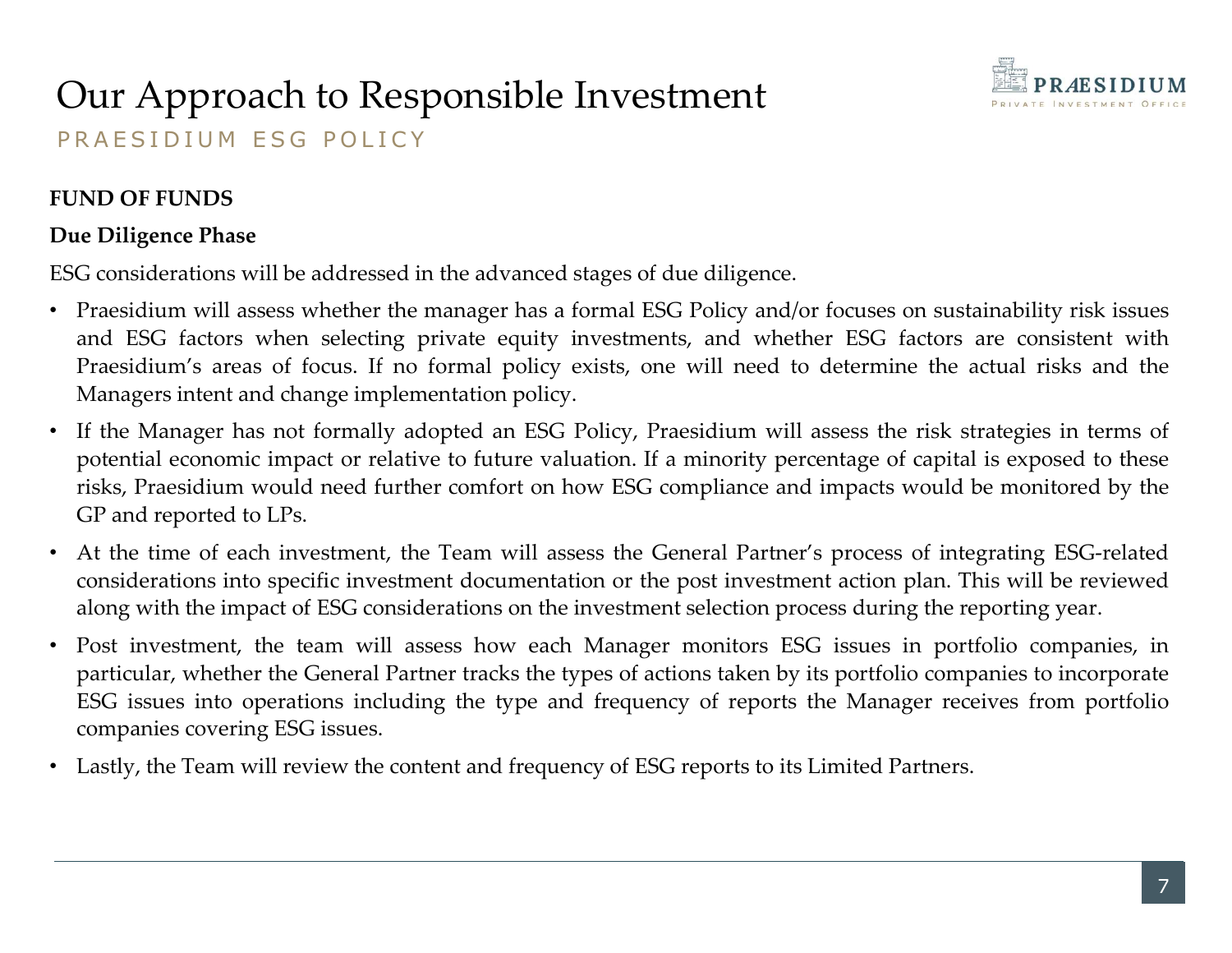# Our Approach to Responsible Investment

PRAESIDIUM ESG POLICY

**FUND OF FUNDS**

**Due Diligence Phase**

ESG considerations will be addressed in the advanced stages of due diligence.

- Praesidium will assess whether the manager has a formal ESG Policy and/or focuses on sustainability risk issues and ESG factors when selecting private equity investments, and whether ESG factors are consistent with Praesidium's areas of focus. If no formal policy exists, one will need to determine the actual risks and the Managers intent and change implementation policy.
- If the Manager has not formally adopted an ESG Policy, Praesidium will assess the risk strategies in terms of potential economic impact or relative to future valuation. If a minority percentage of capital is exposed to these risks, Praesidium would need further comfort on how ESG compliance and impacts would be monitored by the GP and reported to LPs.
- At the time of each investment, the Team will assess the General Partner's process of integrating ESG-related considerations into specific investment documentation or the post investment action plan. This will be reviewed along with the impact of ESG considerations on the investment selection process during the reporting year.
- Post investment, the team will assess how each Manager monitors ESG issues in portfolio companies, in particular, whether the General Partner tracks the types of actions taken by its portfolio companies to incorporate ESG issues into operations including the type and frequency of reports the Manager receives from portfolio companies covering ESG issues.
- Lastly, the Team will review the content and frequency of ESG reports to its Limited Partners.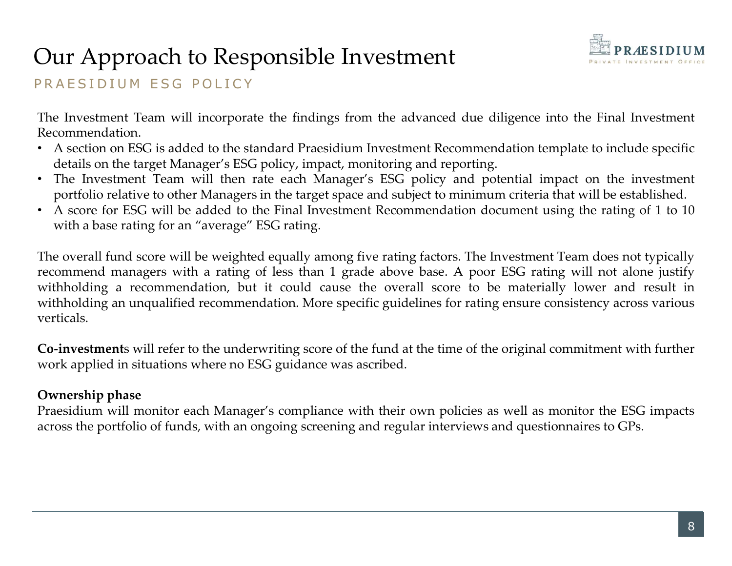# Our Approach to Responsible Investment

## PRAESIDIUM ESG POLICY

The Investment Team will incorporate the findings from the advanced due diligence into the Final Investment Recommendation.

- A section on ESG is added to the standard Praesidium Investment Recommendation template to include specific details on the target Manager's ESG policy, impact, monitoring and reporting.
- The Investment Team will then rate each Manager's ESG policy and potential impact on the investment portfolio relative to other Managers in the target space and subject to minimum criteria that will be established.
- A score for ESG will be added to the Final Investment Recommendation document using the rating of 1 to 10 with a base rating for an "average" ESG rating.

The overall fund score will be weighted equally among five rating factors. The Investment Team does not typically recommend managers with a rating of less than 1 grade above base. A poor ESG rating will not alone justify withholding a recommendation, but it could cause the overall score to be materially lower and result in withholding an unqualified recommendation. More specific guidelines for rating ensure consistency across various verticals.

**Co-investment**s will refer to the underwriting score of the fund at the time of the original commitment with further work applied in situations where no ESG guidance was ascribed.

**Ownership phase**

Praesidium will monitor each Manager's compliance with their own policies as well as monitor the ESG impacts across the portfolio of funds, with an ongoing screening and regular interviews and questionnaires to GPs.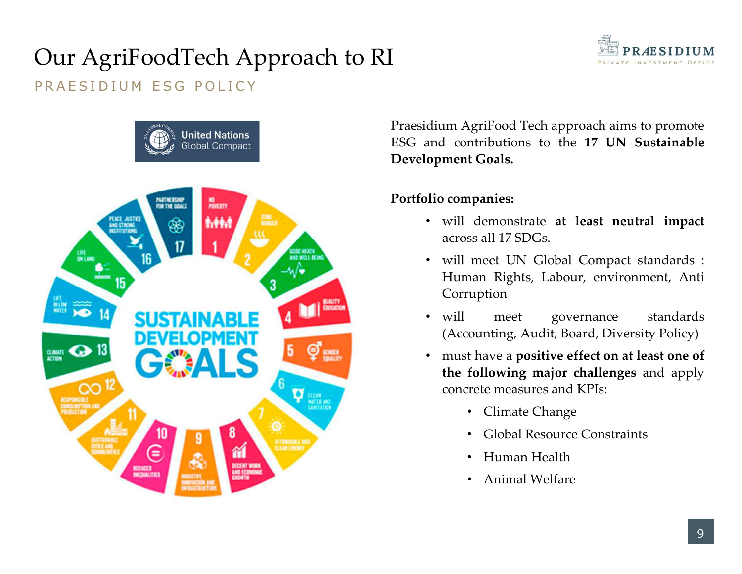# Our AgriFoodTech Approach to RI

PRAESIDIUM ESG POLICY

Praesidium AgriFood Tech approach aims to promote ESG and contributions to the **17 UN Sustainable Development Goals.**

**Portfolio companies:**

- will demonstrate **at least neutral impact** across all 17 SDGs.
- will meet UN Global Compact standards : Human Rights, Labour, environment, Anti Corruption
- will meet governance standards (Accounting, Audit, Board, Diversity Policy)
- must have a **positive effect on at least one of the following major challenges** and apply concrete measures and KPIs:
  - Climate Change
  - Global Resource Constraints
  - Human Health
  - Animal Welfare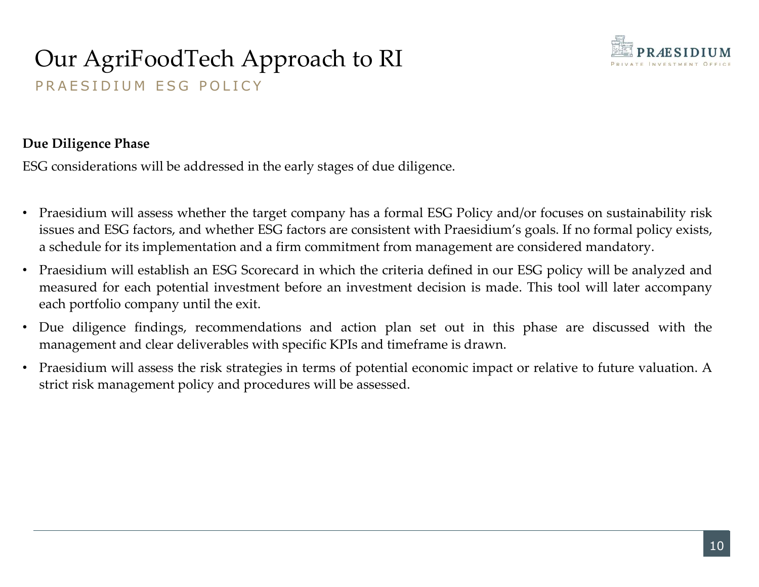# Our AgriFoodTech Approach to RI

## PRAESIDIUM ESG POLICY

**Due Diligence Phase**

ESG considerations will be addressed in the early stages of due diligence.

- Praesidium will assess whether the target company has a formal ESG Policy and/or focuses on sustainability risk issues and ESG factors, and whether ESG factors are consistent with Praesidium's goals. If no formal policy exists, a schedule for its implementation and a firm commitment from management are considered mandatory.
- Praesidium will establish an ESG Scorecard in which the criteria defined in our ESG policy will be analyzed and measured for each potential investment before an investment decision is made. This tool will later accompany each portfolio company until the exit.
- Due diligence findings, recommendations and action plan set out in this phase are discussed with the management and clear deliverables with specific KPIs and timeframe is drawn.
- Praesidium will assess the risk strategies in terms of potential economic impact or relative to future valuation. A strict risk management policy and procedures will be assessed.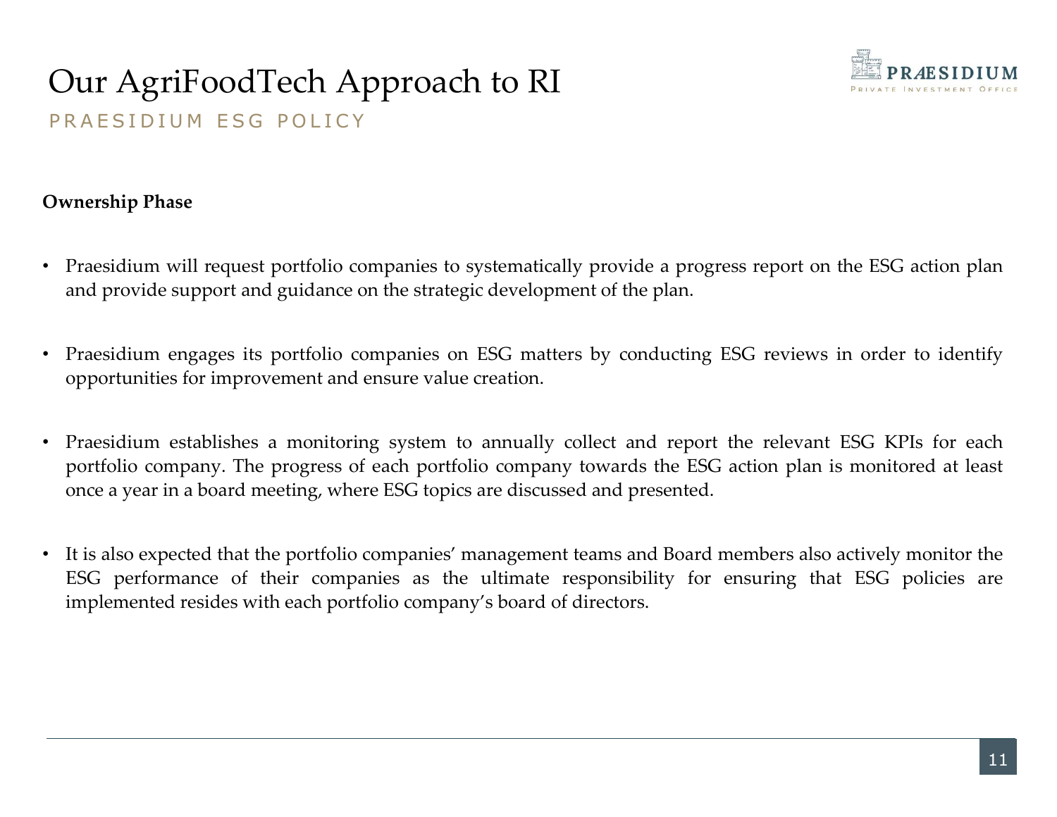# Our AgriFoodTech Approach to RI

## PRAESIDIUM ESG POLICY

**Ownership Phase**

- Praesidium will request portfolio companies to systematically provide a progress report on the ESG action plan and provide support and guidance on the strategic development of the plan.

- Praesidium engages its portfolio companies on ESG matters by conducting ESG reviews in order to identify opportunities for improvement and ensure value creation.

- Praesidium establishes a monitoring system to annually collect and report the relevant ESG KPIs for each portfolio company. The progress of each portfolio company towards the ESG action plan is monitored at least once a year in a board meeting, where ESG topics are discussed and presented.

- It is also expected that the portfolio companies' management teams and Board members also actively monitor the ESG performance of their companies as the ultimate responsibility for ensuring that ESG policies are implemented resides with each portfolio company's board of directors.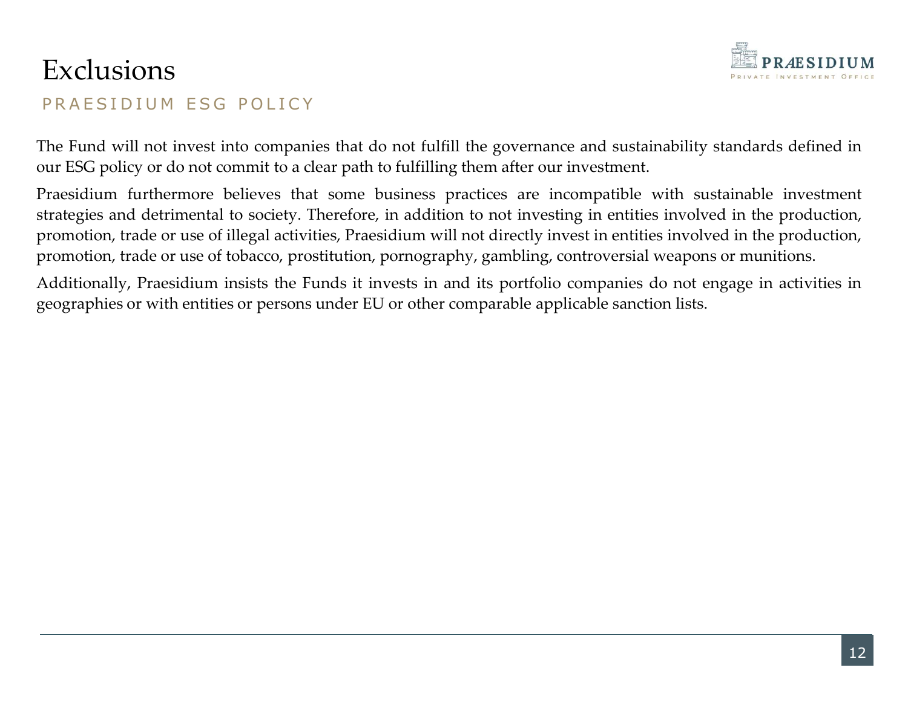# Exclusions

## PRAESIDIUM ESG POLICY

The Fund will not invest into companies that do not fulfill the governance and sustainability standards defined in our ESG policy or do not commit to a clear path to fulfilling them after our investment.

Praesidium furthermore believes that some business practices are incompatible with sustainable investment strategies and detrimental to society. Therefore, in addition to not investing in entities involved in the production, promotion, trade or use of illegal activities, Praesidium will not directly invest in entities involved in the production, promotion, trade or use of tobacco, prostitution, pornography, gambling, controversial weapons or munitions.

Additionally, Praesidium insists the Funds it invests in and its portfolio companies do not engage in activities in geographies or with entities or persons under EU or other comparable applicable sanction lists.